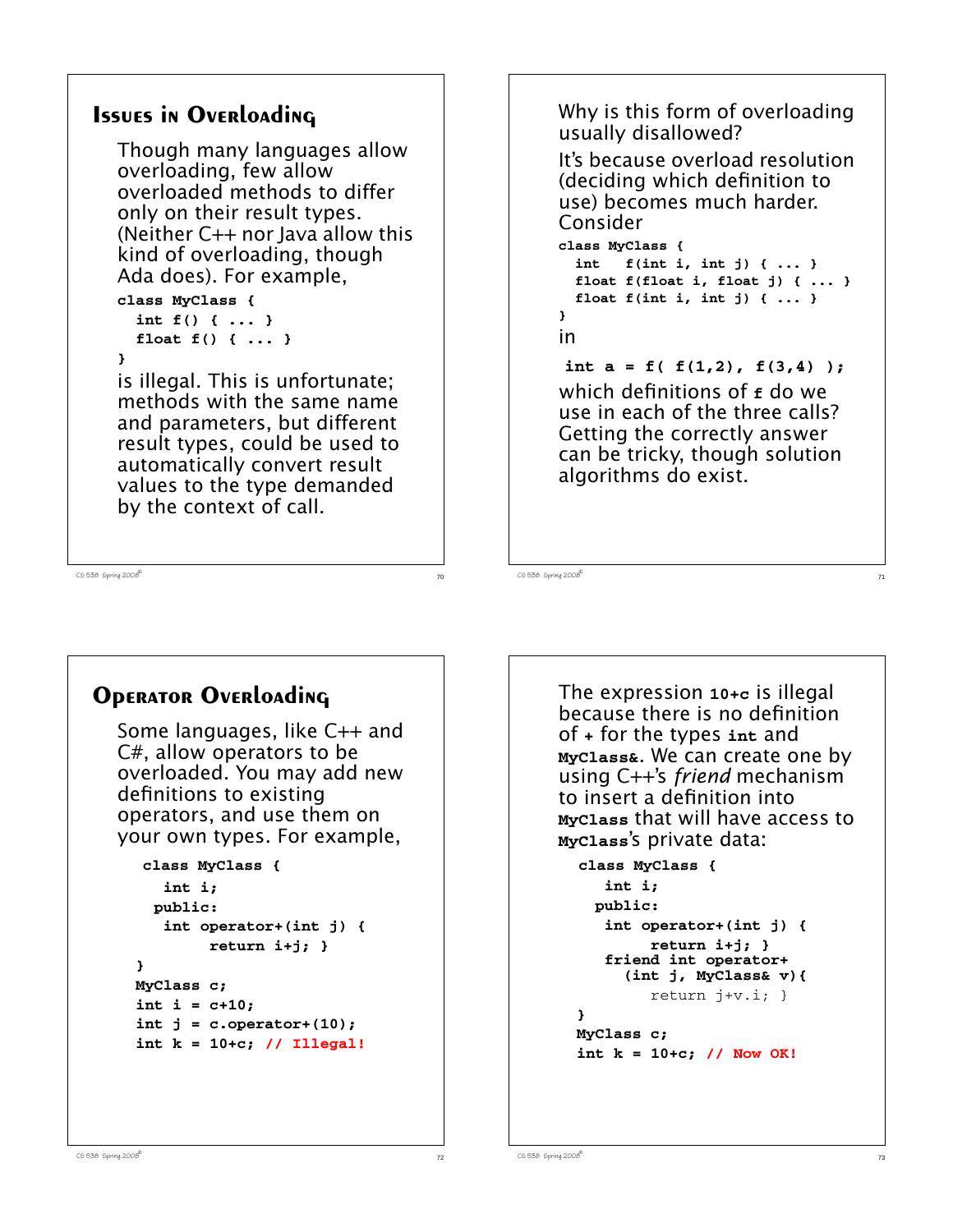## Issues in Overloading

Though many languages allow overloading, few allow overloaded methods to differ only on their result types. (Neither C++ nor Java allow this kind of overloading, though Ada does). For example,

```
class MyClass {
  int f() { ... }
  float f() { ... }
}
```

is illegal. This is unfortunate; methods with the same name and parameters, but different result types, could be used to automatically convert result values to the type demanded by the context of call.

Why is this form of overloading usually disallowed?

It's because overload resolution (deciding which definition to use) becomes much harder. Consider

```
class MyClass {
  int   f(int i, int j) { ... }
  float f(float i, float j) { ... }
  float f(int i, int j) { ... }
}
```

in

```
int a = f( f(1,2), f(3,4) );
```

which definitions of `f` do we use in each of the three calls? Getting the correctly answer can be tricky, though solution algorithms do exist.

## Operator Overloading

Some languages, like C++ and C#, allow operators to be overloaded. You may add new definitions to existing operators, and use them on your own types. For example,

```
class MyClass {
  int i;
 public:
  int operator+(int j) {
      return i+j; }
}
MyClass c;
int i = c+10;
int j = c.operator+(10);
int k = 10+c; // Illegal!
```

The expression `10+c` is illegal because there is no definition of `+` for the types `int` and `MyClass&`. We can create one by using C++'s *friend* mechanism to insert a definition into `MyClass` that will have access to `MyClass`'s private data:

```
class MyClass {
   int i;
 public:
   int operator+(int j) {
       return i+j; }
   friend int operator+
     (int j, MyClass& v){
        return j+v.i; }
}
MyClass c;
int k = 10+c; // Now OK!
```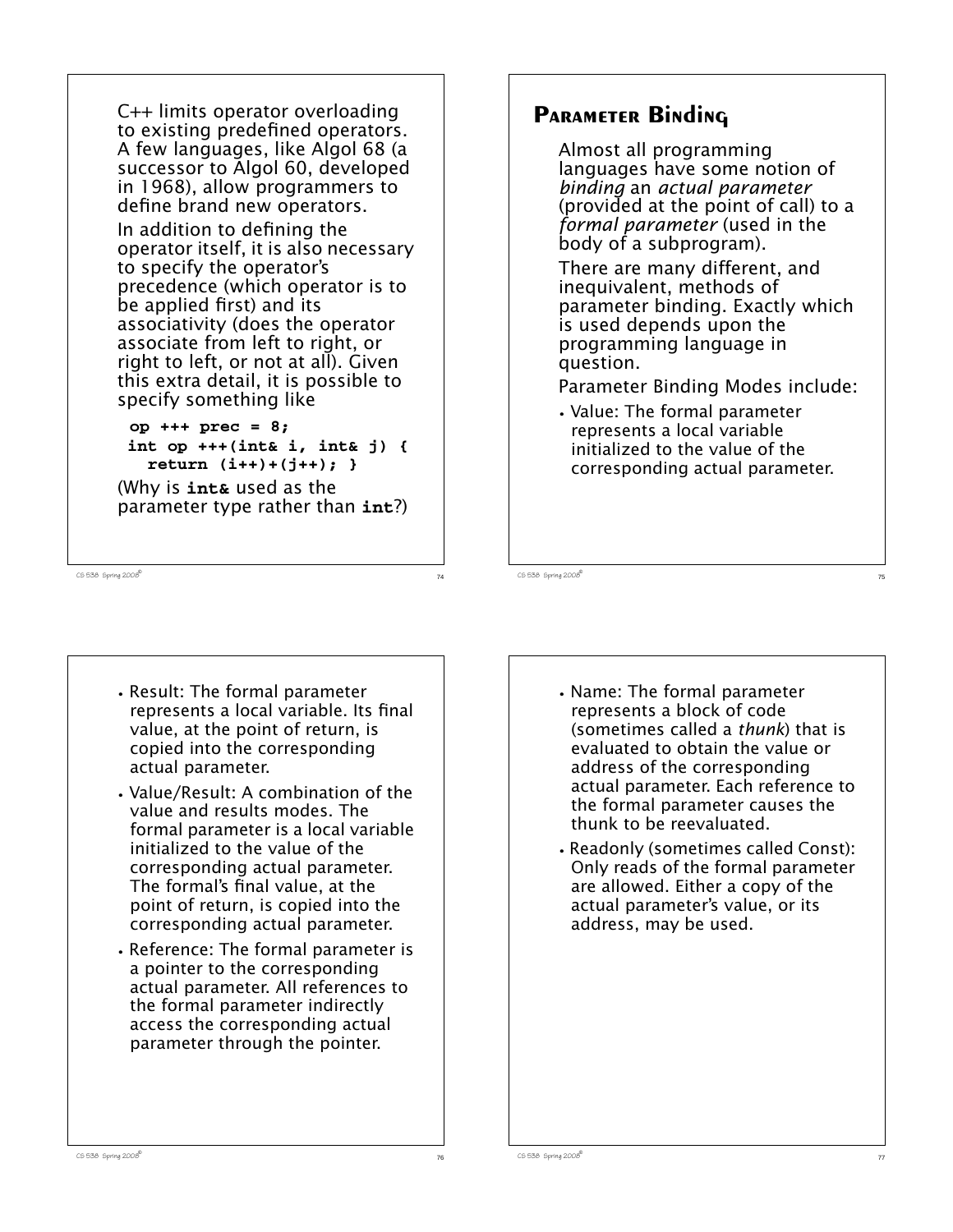C++ limits operator overloading to existing predefined operators. A few languages, like Algol 68 (a successor to Algol 60, developed in 1968), allow programmers to define brand new operators.

In addition to defining the operator itself, it is also necessary to specify the operator's precedence (which operator is to be applied first) and its associativity (does the operator associate from left to right, or right to left, or not at all). Given this extra detail, it is possible to specify something like

```
op +++ prec = 8;
int op +++(int& i, int& j) {
  return (i++)+(j++); }
```

(Why is **int&** used as the parameter type rather than **int**?)

## Parameter Binding

Almost all programming languages have some notion of *binding* an *actual parameter* (provided at the point of call) to a *formal parameter* (used in the body of a subprogram).

There are many different, and inequivalent, methods of parameter binding. Exactly which is used depends upon the programming language in question.

Parameter Binding Modes include:

- Value: The formal parameter represents a local variable initialized to the value of the corresponding actual parameter.
- Result: The formal parameter represents a local variable. Its final value, at the point of return, is copied into the corresponding actual parameter.
- Value/Result: A combination of the value and results modes. The formal parameter is a local variable initialized to the value of the corresponding actual parameter. The formal's final value, at the point of return, is copied into the corresponding actual parameter.
- Reference: The formal parameter is a pointer to the corresponding actual parameter. All references to the formal parameter indirectly access the corresponding actual parameter through the pointer.
- Name: The formal parameter represents a block of code (sometimes called a *thunk*) that is evaluated to obtain the value or address of the corresponding actual parameter. Each reference to the formal parameter causes the thunk to be reevaluated.
- Readonly (sometimes called Const): Only reads of the formal parameter are allowed. Either a copy of the actual parameter's value, or its address, may be used.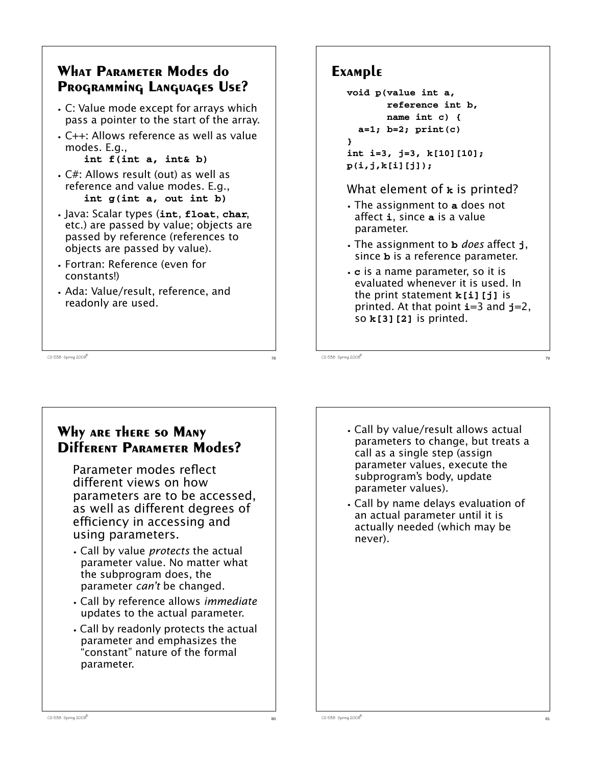## What Parameter Modes do Programming Languages Use?

- C: Value mode except for arrays which pass a pointer to the start of the array.
- C++: Allows reference as well as value modes. E.g.,
  **`int f(int a, int& b)`**
- C#: Allows result (out) as well as reference and value modes. E.g.,
  **`int g(int a, out int b)`**
- Java: Scalar types (**`int`**, **`float`**, **`char`**, etc.) are passed by value; objects are passed by reference (references to objects are passed by value).
- Fortran: Reference (even for constants!)
- Ada: Value/result, reference, and readonly are used.

## Example

```
void p(value int a,
       reference int b,
       name int c) {
  a=1; b=2; print(c)
}
int i=3, j=3, k[10][10];
p(i,j,k[i][j]);
```

What element of **`k`** is printed?

- The assignment to **`a`** does not affect **`i`**, since **`a`** is a value parameter.
- The assignment to **`b`** *does* affect **`j`**, since **`b`** is a reference parameter.
- **`c`** is a name parameter, so it is evaluated whenever it is used. In the print statement **`k[i][j]`** is printed. At that point **`i`**=3 and **`j`**=2, so **`k[3][2]`** is printed.

## Why are there so Many Different Parameter Modes?

Parameter modes reflect different views on how parameters are to be accessed, as well as different degrees of efficiency in accessing and using parameters.

- Call by value *protects* the actual parameter value. No matter what the subprogram does, the parameter *can't* be changed.
- Call by reference allows *immediate* updates to the actual parameter.
- Call by readonly protects the actual parameter and emphasizes the "constant" nature of the formal parameter.
- Call by value/result allows actual parameters to change, but treats a call as a single step (assign parameter values, execute the subprogram's body, update parameter values).
- Call by name delays evaluation of an actual parameter until it is actually needed (which may be never).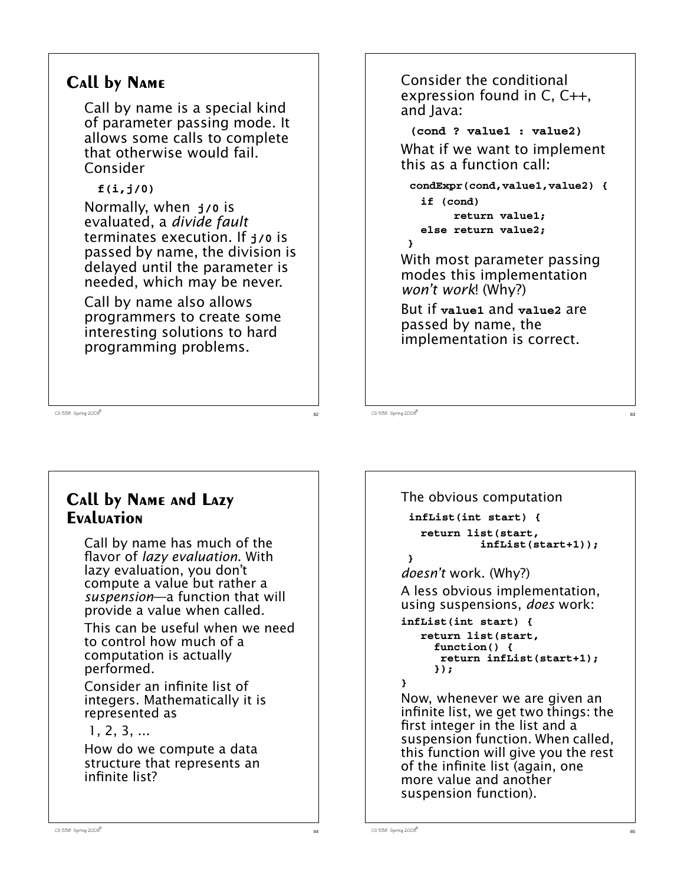## Call by Name

Call by name is a special kind of parameter passing mode. It allows some calls to complete that otherwise would fail. Consider

```
f(i,j/0)
```

Normally, when `j/0` is evaluated, a *divide fault* terminates execution. If `j/0` is passed by name, the division is delayed until the parameter is needed, which may be never.

Call by name also allows programmers to create some interesting solutions to hard programming problems.

Consider the conditional expression found in C, C++, and Java:

```
(cond ? value1 : value2)
```

What if we want to implement this as a function call:

```
condExpr(cond,value1,value2) {
  if (cond)
       return value1;
  else return value2;
}
```

With most parameter passing modes this implementation *won't work*! (Why?)

But if `value1` and `value2` are passed by name, the implementation is correct.

## Call by Name and Lazy Evaluation

Call by name has much of the flavor of *lazy evaluation*. With lazy evaluation, you don't compute a value but rather a *suspension*—a function that will provide a value when called.

This can be useful when we need to control how much of a computation is actually performed.

Consider an infinite list of integers. Mathematically it is represented as

1, 2, 3, ...

How do we compute a data structure that represents an infinite list?

The obvious computation

```
infList(int start) {
  return list(start,
           infList(start+1));
}
```

*doesn't* work. (Why?)

A less obvious implementation, using suspensions, *does* work:

```
infList(int start) {
   return list(start,
     function() {
      return infList(start+1);
     });
}
```

Now, whenever we are given an infinite list, we get two things: the first integer in the list and a suspension function. When called, this function will give you the rest of the infinite list (again, one more value and another suspension function).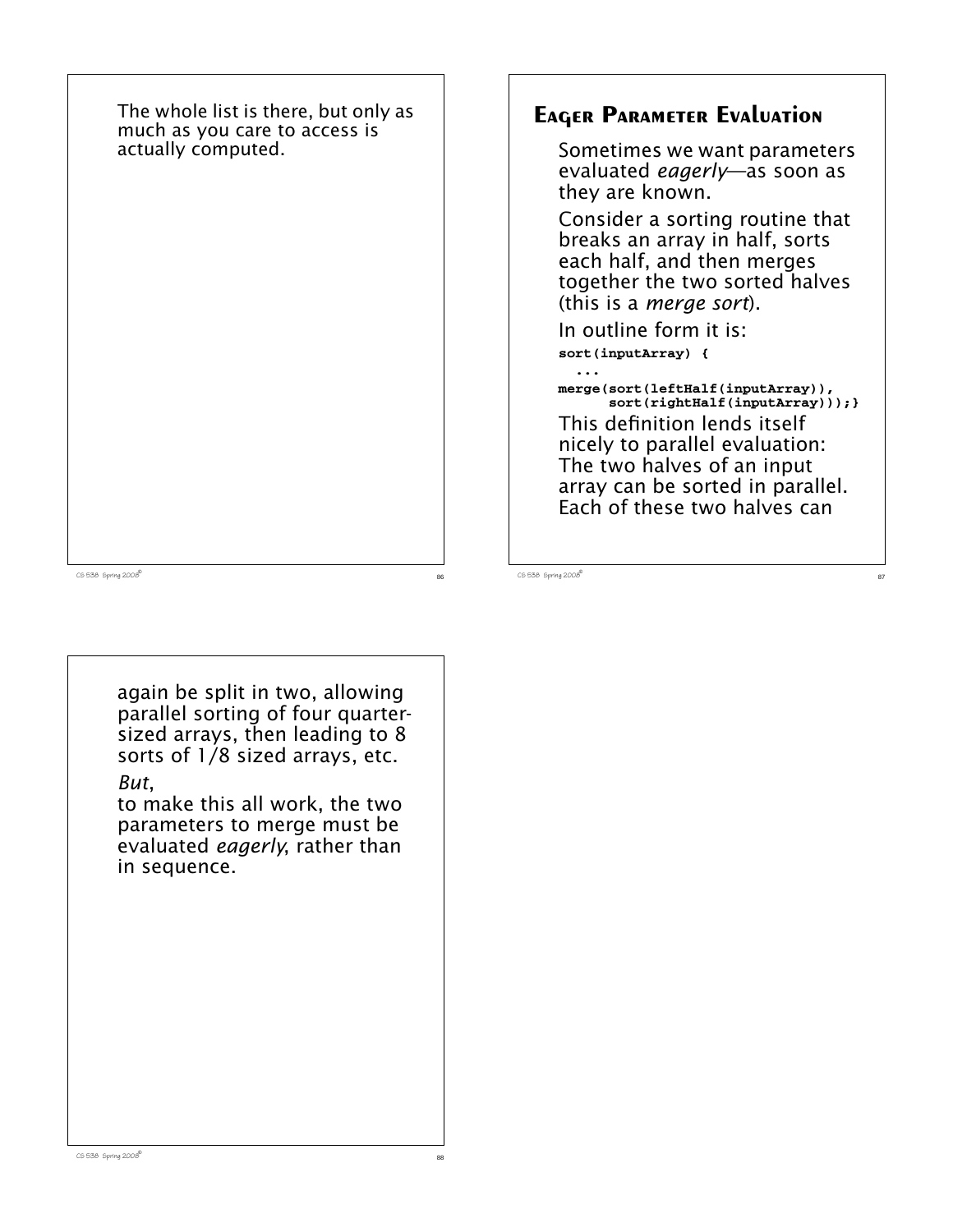The whole list is there, but only as much as you care to access is actually computed.

## Eager Parameter Evaluation

Sometimes we want parameters evaluated *eagerly*—as soon as they are known.

Consider a sorting routine that breaks an array in half, sorts each half, and then merges together the two sorted halves (this is a *merge sort*).

In outline form it is:

```
sort(inputArray) {
  ...
merge(sort(leftHalf(inputArray)),
      sort(rightHalf(inputArray)));}
```

This definition lends itself nicely to parallel evaluation: The two halves of an input array can be sorted in parallel. Each of these two halves can again be split in two, allowing parallel sorting of four quarter-sized arrays, then leading to 8 sorts of 1/8 sized arrays, etc.

*But*,
to make this all work, the two parameters to merge must be evaluated *eagerly*, rather than in sequence.